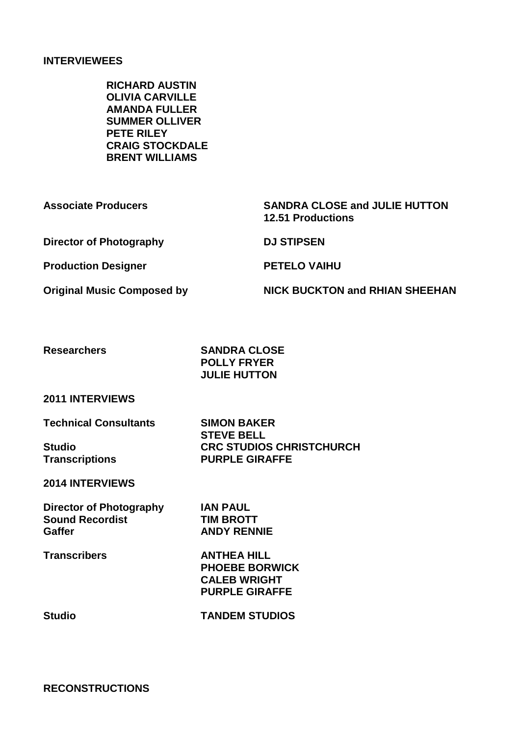**INTERVIEWEES**

**RICHARD AUSTIN**
**OLIVIA CARVILLE**
**AMANDA FULLER**
**SUMMER OLLIVER**
**PETE RILEY**
**CRAIG STOCKDALE**
**BRENT WILLIAMS**

| | |
|---|---|
| **Associate Producers** | **SANDRA CLOSE and JULIE HUTTON**<br>**12.51 Productions** |
| **Director of Photography** | **DJ STIPSEN** |
| **Production Designer** | **PETELO VAIHU** |
| **Original Music Composed by** | **NICK BUCKTON and RHIAN SHEEHAN** |

| | |
|---|---|
| **Researchers** | **SANDRA CLOSE**<br>**POLLY FRYER**<br>**JULIE HUTTON** |

**2011 INTERVIEWS**

| | |
|---|---|
| **Technical Consultants** | **SIMON BAKER**<br>**STEVE BELL** |
| **Studio** | **CRC STUDIOS CHRISTCHURCH** |
| **Transcriptions** | **PURPLE GIRAFFE** |

**2014 INTERVIEWS**

| | |
|---|---|
| **Director of Photography** | **IAN PAUL** |
| **Sound Recordist** | **TIM BROTT** |
| **Gaffer** | **ANDY RENNIE** |
| **Transcribers** | **ANTHEA HILL**<br>**PHOEBE BORWICK**<br>**CALEB WRIGHT**<br>**PURPLE GIRAFFE** |
| **Studio** | **TANDEM STUDIOS** |

**RECONSTRUCTIONS**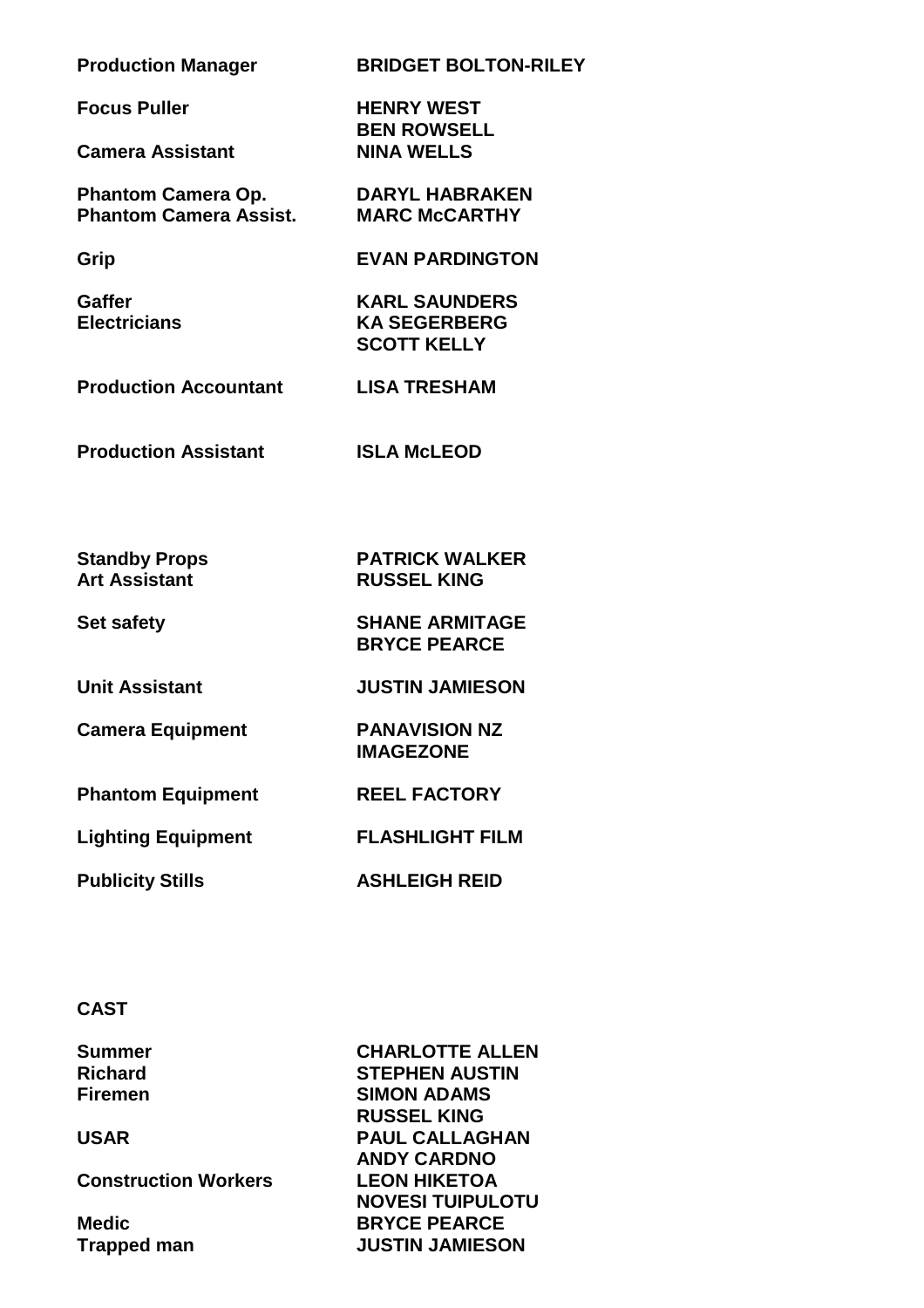| | |
|---|---|
| **Production Manager** | **BRIDGET BOLTON-RILEY** |
| **Focus Puller** | **HENRY WEST**<br>**BEN ROWSELL** |
| **Camera Assistant** | **NINA WELLS** |
| **Phantom Camera Op.** | **DARYL HABRAKEN** |
| **Phantom Camera Assist.** | **MARC McCARTHY** |
| **Grip** | **EVAN PARDINGTON** |
| **Gaffer** | **KARL SAUNDERS** |
| **Electricians** | **KA SEGERBERG**<br>**SCOTT KELLY** |
| **Production Accountant** | **LISA TRESHAM** |
| **Production Assistant** | **ISLA McLEOD** |
| **Standby Props** | **PATRICK WALKER** |
| **Art Assistant** | **RUSSEL KING** |
| **Set safety** | **SHANE ARMITAGE**<br>**BRYCE PEARCE** |
| **Unit Assistant** | **JUSTIN JAMIESON** |
| **Camera Equipment** | **PANAVISION NZ**<br>**IMAGEZONE** |
| **Phantom Equipment** | **REEL FACTORY** |
| **Lighting Equipment** | **FLASHLIGHT FILM** |
| **Publicity Stills** | **ASHLEIGH REID** |

**CAST**

| | |
|---|---|
| **Summer** | **CHARLOTTE ALLEN** |
| **Richard** | **STEPHEN AUSTIN** |
| **Firemen** | **SIMON ADAMS**<br>**RUSSEL KING** |
| **USAR** | **PAUL CALLAGHAN**<br>**ANDY CARDNO** |
| **Construction Workers** | **LEON HIKETOA**<br>**NOVESI TUIPULOTU** |
| **Medic** | **BRYCE PEARCE** |
| **Trapped man** | **JUSTIN JAMIESON** |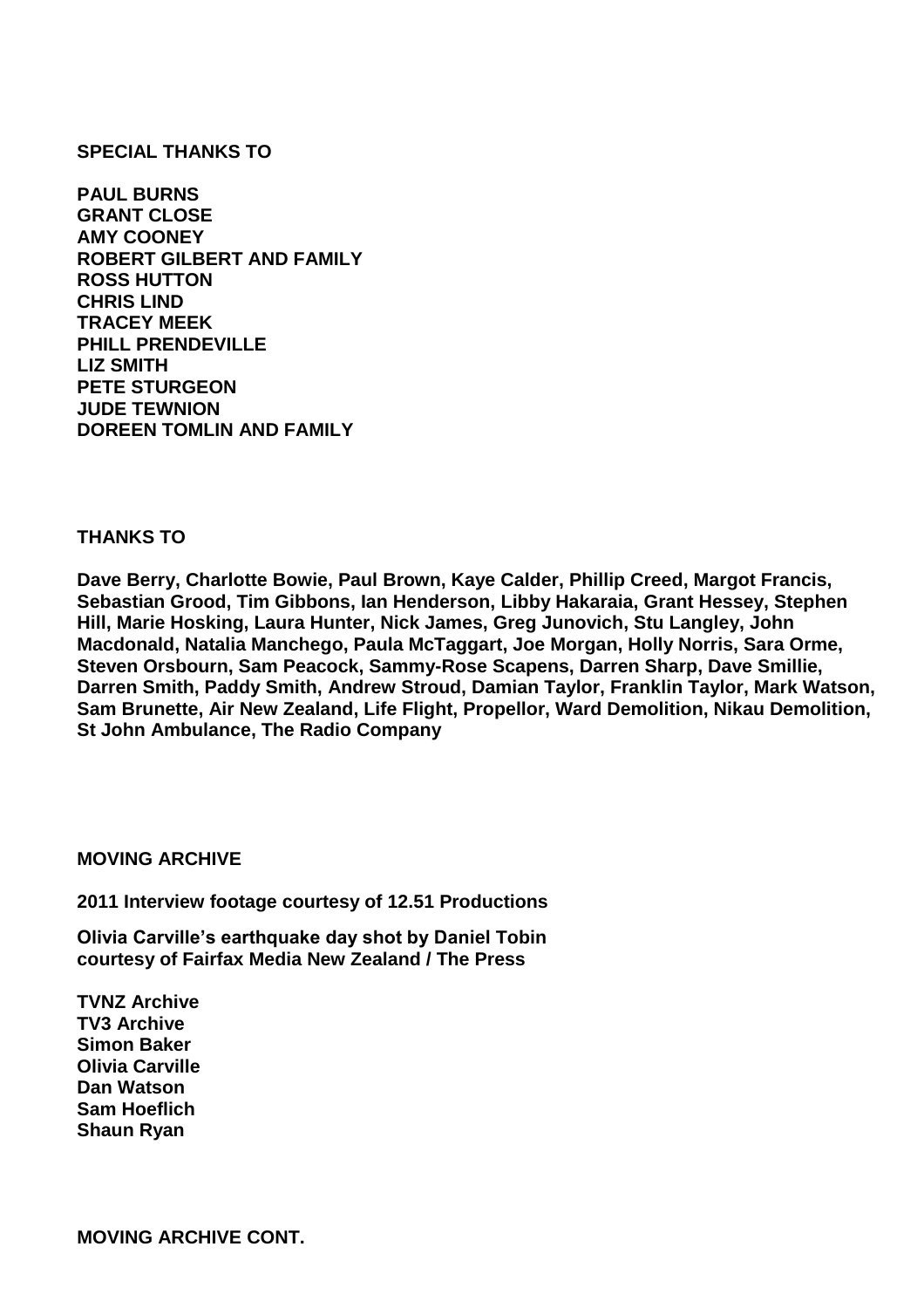**SPECIAL THANKS TO**

**PAUL BURNS**
**GRANT CLOSE**
**AMY COONEY**
**ROBERT GILBERT AND FAMILY**
**ROSS HUTTON**
**CHRIS LIND**
**TRACEY MEEK**
**PHILL PRENDEVILLE**
**LIZ SMITH**
**PETE STURGEON**
**JUDE TEWNION**
**DOREEN TOMLIN AND FAMILY**

**THANKS TO**

**Dave Berry, Charlotte Bowie, Paul Brown, Kaye Calder, Phillip Creed, Margot Francis, Sebastian Grood, Tim Gibbons, Ian Henderson, Libby Hakaraia, Grant Hessey, Stephen Hill, Marie Hosking, Laura Hunter, Nick James, Greg Junovich, Stu Langley, John Macdonald, Natalia Manchego, Paula McTaggart, Joe Morgan, Holly Norris, Sara Orme, Steven Orsbourn, Sam Peacock, Sammy-Rose Scapens, Darren Sharp, Dave Smillie, Darren Smith, Paddy Smith, Andrew Stroud, Damian Taylor, Franklin Taylor, Mark Watson, Sam Brunette, Air New Zealand, Life Flight, Propellor, Ward Demolition, Nikau Demolition, St John Ambulance, The Radio Company**

**MOVING ARCHIVE**

**2011 Interview footage courtesy of 12.51 Productions**

**Olivia Carville's earthquake day shot by Daniel Tobin courtesy of Fairfax Media New Zealand / The Press**

**TVNZ Archive**
**TV3 Archive**
**Simon Baker**
**Olivia Carville**
**Dan Watson**
**Sam Hoeflich**
**Shaun Ryan**

**MOVING ARCHIVE CONT.**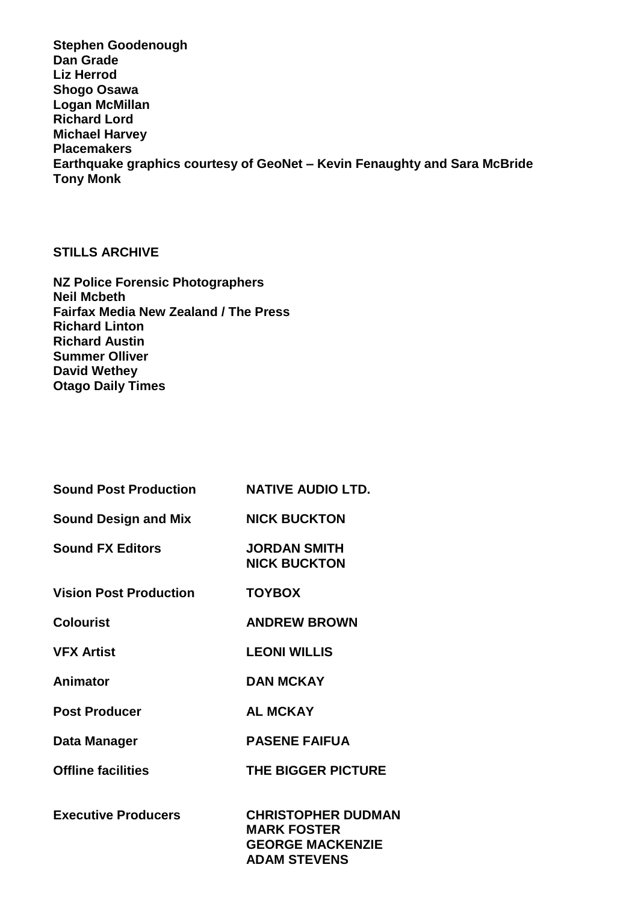**Stephen Goodenough**
**Dan Grade**
**Liz Herrod**
**Shogo Osawa**
**Logan McMillan**
**Richard Lord**
**Michael Harvey**
**Placemakers**
**Earthquake graphics courtesy of GeoNet – Kevin Fenaughty and Sara McBride**
**Tony Monk**

**STILLS ARCHIVE**

**NZ Police Forensic Photographers**
**Neil Mcbeth**
**Fairfax Media New Zealand / The Press**
**Richard Linton**
**Richard Austin**
**Summer Olliver**
**David Wethey**
**Otago Daily Times**

| | |
|---|---|
| **Sound Post Production** | **NATIVE AUDIO LTD.** |
| **Sound Design and Mix** | **NICK BUCKTON** |
| **Sound FX Editors** | **JORDAN SMITH**<br>**NICK BUCKTON** |
| **Vision Post Production** | **TOYBOX** |
| **Colourist** | **ANDREW BROWN** |
| **VFX Artist** | **LEONI WILLIS** |
| **Animator** | **DAN MCKAY** |
| **Post Producer** | **AL MCKAY** |
| **Data Manager** | **PASENE FAIFUA** |
| **Offline facilities** | **THE BIGGER PICTURE** |
| **Executive Producers** | **CHRISTOPHER DUDMAN**<br>**MARK FOSTER**<br>**GEORGE MACKENZIE**<br>**ADAM STEVENS** |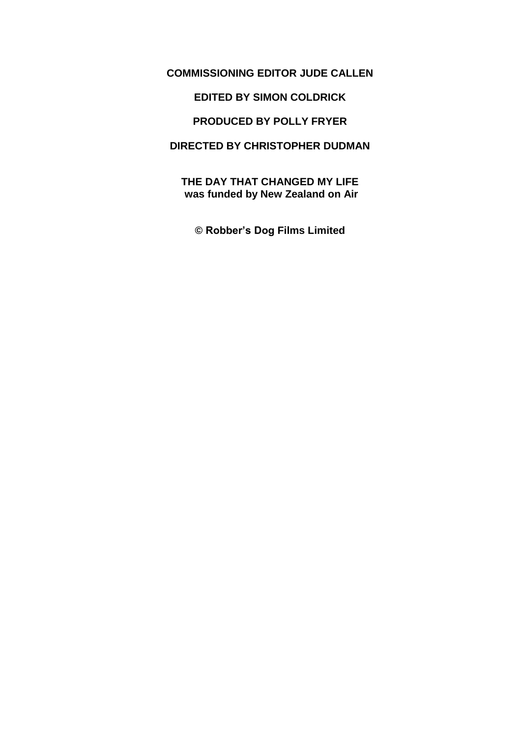**COMMISSIONING EDITOR JUDE CALLEN**

**EDITED BY SIMON COLDRICK**

**PRODUCED BY POLLY FRYER**

**DIRECTED BY CHRISTOPHER DUDMAN**

**THE DAY THAT CHANGED MY LIFE**
**was funded by New Zealand on Air**

**© Robber's Dog Films Limited**